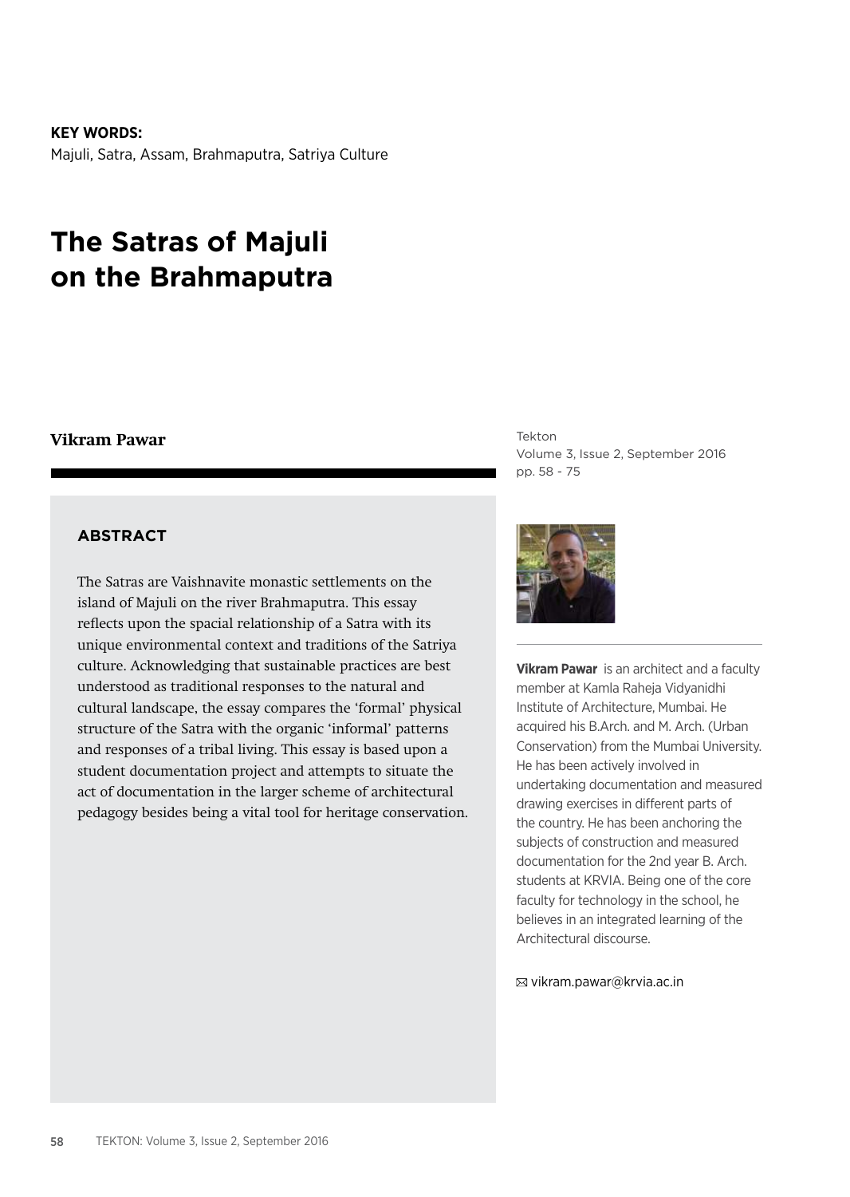**KEY WORDS:**
Majuli, Satra, Assam, Brahmaputra, Satriya Culture

# The Satras of Majuli on the Brahmaputra

**Vikram Pawar**

Tekton
Volume 3, Issue 2, September 2016
pp. 58 - 75

## ABSTRACT

The Satras are Vaishnavite monastic settlements on the island of Majuli on the river Brahmaputra. This essay reflects upon the spacial relationship of a Satra with its unique environmental context and traditions of the Satriya culture. Acknowledging that sustainable practices are best understood as traditional responses to the natural and cultural landscape, the essay compares the 'formal' physical structure of the Satra with the organic 'informal' patterns and responses of a tribal living. This essay is based upon a student documentation project and attempts to situate the act of documentation in the larger scheme of architectural pedagogy besides being a vital tool for heritage conservation.

**Vikram Pawar** is an architect and a faculty member at Kamla Raheja Vidyanidhi Institute of Architecture, Mumbai. He acquired his B.Arch. and M. Arch. (Urban Conservation) from the Mumbai University. He has been actively involved in undertaking documentation and measured drawing exercises in different parts of the country. He has been anchoring the subjects of construction and measured documentation for the 2nd year B. Arch. students at KRVIA. Being one of the core faculty for technology in the school, he believes in an integrated learning of the Architectural discourse.

✉ vikram.pawar@krvia.ac.in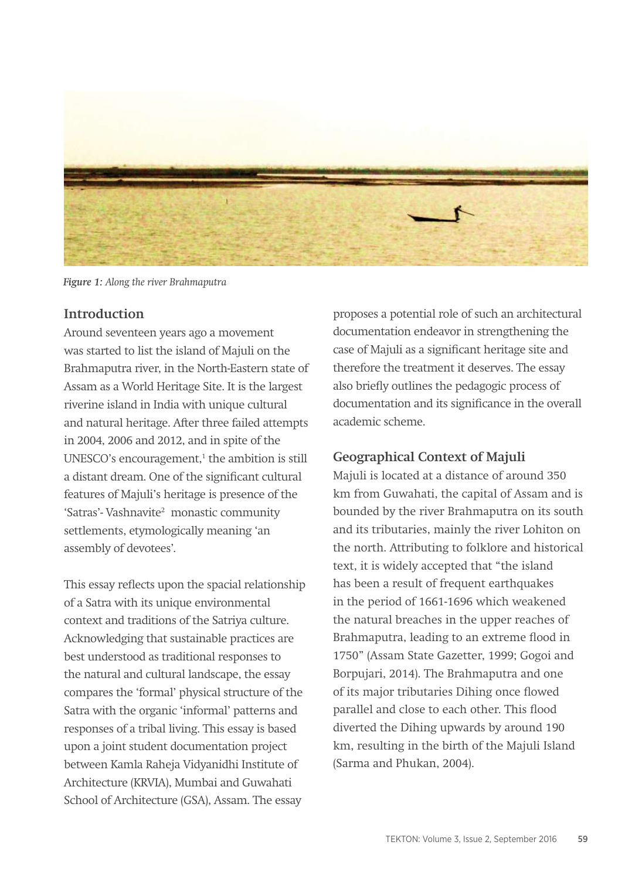*Figure 1: Along the river Brahmaputra*

## Introduction

Around seventeen years ago a movement was started to list the island of Majuli on the Brahmaputra river, in the North-Eastern state of Assam as a World Heritage Site. It is the largest riverine island in India with unique cultural and natural heritage. After three failed attempts in 2004, 2006 and 2012, and in spite of the UNESCO's encouragement,[1] the ambition is still a distant dream. One of the significant cultural features of Majuli's heritage is presence of the 'Satras'- Vashnavite[2] monastic community settlements, etymologically meaning 'an assembly of devotees'.

This essay reflects upon the spacial relationship of a Satra with its unique environmental context and traditions of the Satriya culture. Acknowledging that sustainable practices are best understood as traditional responses to the natural and cultural landscape, the essay compares the 'formal' physical structure of the Satra with the organic 'informal' patterns and responses of a tribal living. This essay is based upon a joint student documentation project between Kamla Raheja Vidyanidhi Institute of Architecture (KRVIA), Mumbai and Guwahati School of Architecture (GSA), Assam. The essay proposes a potential role of such an architectural documentation endeavor in strengthening the case of Majuli as a significant heritage site and therefore the treatment it deserves. The essay also briefly outlines the pedagogic process of documentation and its significance in the overall academic scheme.

## Geographical Context of Majuli

Majuli is located at a distance of around 350 km from Guwahati, the capital of Assam and is bounded by the river Brahmaputra on its south and its tributaries, mainly the river Lohiton on the north. Attributing to folklore and historical text, it is widely accepted that "the island has been a result of frequent earthquakes in the period of 1661-1696 which weakened the natural breaches in the upper reaches of Brahmaputra, leading to an extreme flood in 1750" (Assam State Gazetter, 1999; Gogoi and Borpujari, 2014). The Brahmaputra and one of its major tributaries Dihing once flowed parallel and close to each other. This flood diverted the Dihing upwards by around 190 km, resulting in the birth of the Majuli Island (Sarma and Phukan, 2004).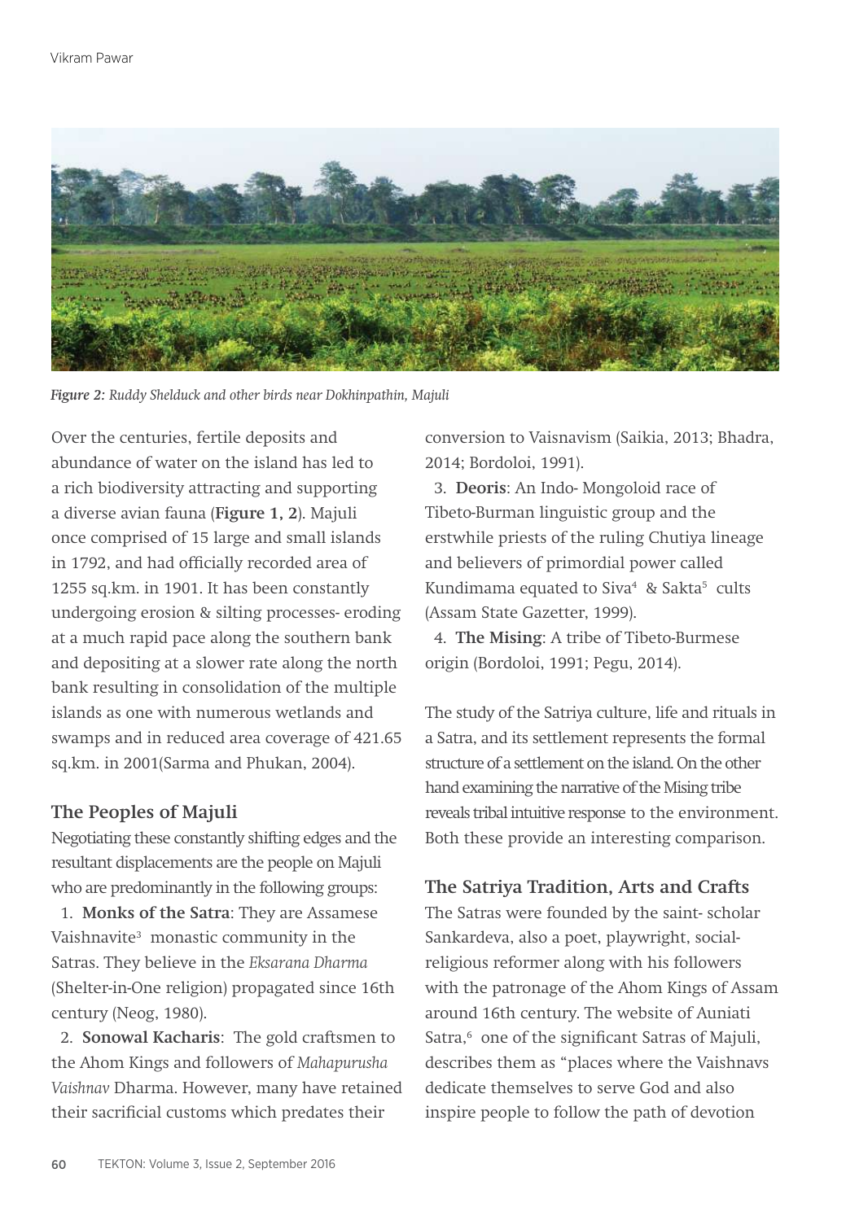*Figure 2: Ruddy Shelduck and other birds near Dokhinpathin, Majuli*

Over the centuries, fertile deposits and abundance of water on the island has led to a rich biodiversity attracting and supporting a diverse avian fauna (**Figure 1, 2**). Majuli once comprised of 15 large and small islands in 1792, and had officially recorded area of 1255 sq.km. in 1901. It has been constantly undergoing erosion & silting processes- eroding at a much rapid pace along the southern bank and depositing at a slower rate along the north bank resulting in consolidation of the multiple islands as one with numerous wetlands and swamps and in reduced area coverage of 421.65 sq.km. in 2001(Sarma and Phukan, 2004).

## The Peoples of Majuli

Negotiating these constantly shifting edges and the resultant displacements are the people on Majuli who are predominantly in the following groups:

1. **Monks of the Satra**: They are Assamese Vaishnavite[3] monastic community in the Satras. They believe in the *Eksarana Dharma* (Shelter-in-One religion) propagated since 16th century (Neog, 1980).
2. **Sonowal Kacharis**: The gold craftsmen to the Ahom Kings and followers of *Mahapurusha Vaishnav* Dharma. However, many have retained their sacrificial customs which predates their conversion to Vaisnavism (Saikia, 2013; Bhadra, 2014; Bordoloi, 1991).
3. **Deoris**: An Indo- Mongoloid race of Tibeto-Burman linguistic group and the erstwhile priests of the ruling Chutiya lineage and believers of primordial power called Kundimama equated to Siva[4] & Sakta[5] cults (Assam State Gazetter, 1999).
4. **The Mising**: A tribe of Tibeto-Burmese origin (Bordoloi, 1991; Pegu, 2014).

The study of the Satriya culture, life and rituals in a Satra, and its settlement represents the formal structure of a settlement on the island. On the other hand examining the narrative of the Mising tribe reveals tribal intuitive response to the environment. Both these provide an interesting comparison.

## The Satriya Tradition, Arts and Crafts

The Satras were founded by the saint- scholar Sankardeva, also a poet, playwright, social-religious reformer along with his followers with the patronage of the Ahom Kings of Assam around 16th century. The website of Auniati Satra,[6] one of the significant Satras of Majuli, describes them as "places where the Vaishnavs dedicate themselves to serve God and also inspire people to follow the path of devotion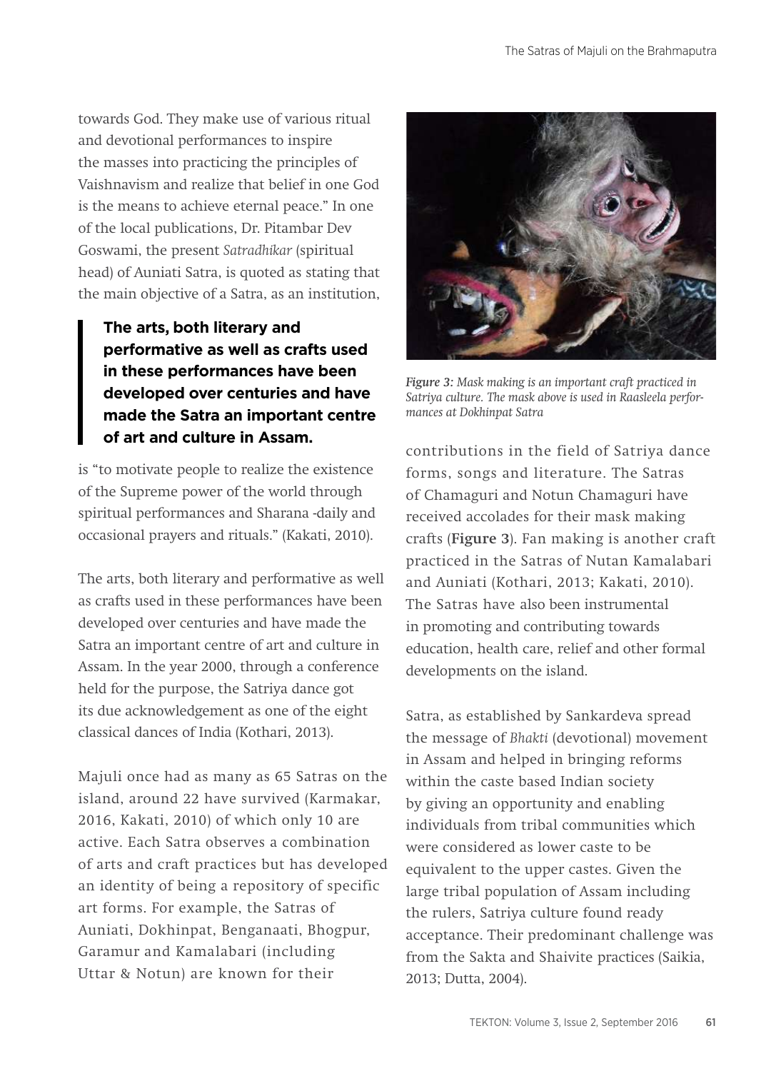towards God. They make use of various ritual and devotional performances to inspire the masses into practicing the principles of Vaishnavism and realize that belief in one God is the means to achieve eternal peace." In one of the local publications, Dr. Pitambar Dev Goswami, the present *Satradhikar* (spiritual head) of Auniati Satra, is quoted as stating that the main objective of a Satra, as an institution, is "to motivate people to realize the existence of the Supreme power of the world through spiritual performances and Sharana -daily and occasional prayers and rituals." (Kakati, 2010).

> **The arts, both literary and performative as well as crafts used in these performances have been developed over centuries and have made the Satra an important centre of art and culture in Assam.**

The arts, both literary and performative as well as crafts used in these performances have been developed over centuries and have made the Satra an important centre of art and culture in Assam. In the year 2000, through a conference held for the purpose, the Satriya dance got its due acknowledgement as one of the eight classical dances of India (Kothari, 2013).

Majuli once had as many as 65 Satras on the island, around 22 have survived (Karmakar, 2016, Kakati, 2010) of which only 10 are active. Each Satra observes a combination of arts and craft practices but has developed an identity of being a repository of specific art forms. For example, the Satras of Auniati, Dokhinpat, Benganaati, Bhogpur, Garamur and Kamalabari (including Uttar & Notun) are known for their contributions in the field of Satriya dance forms, songs and literature. The Satras of Chamaguri and Notun Chamaguri have received accolades for their mask making crafts (**Figure 3**). Fan making is another craft practiced in the Satras of Nutan Kamalabari and Auniati (Kothari, 2013; Kakati, 2010). The Satras have also been instrumental in promoting and contributing towards education, health care, relief and other formal developments on the island.

*Figure 3: Mask making is an important craft practiced in Satriya culture. The mask above is used in Raasleela performances at Dokhinpat Satra*

Satra, as established by Sankardeva spread the message of *Bhakti* (devotional) movement in Assam and helped in bringing reforms within the caste based Indian society by giving an opportunity and enabling individuals from tribal communities which were considered as lower caste to be equivalent to the upper castes. Given the large tribal population of Assam including the rulers, Satriya culture found ready acceptance. Their predominant challenge was from the Sakta and Shaivite practices (Saikia, 2013; Dutta, 2004).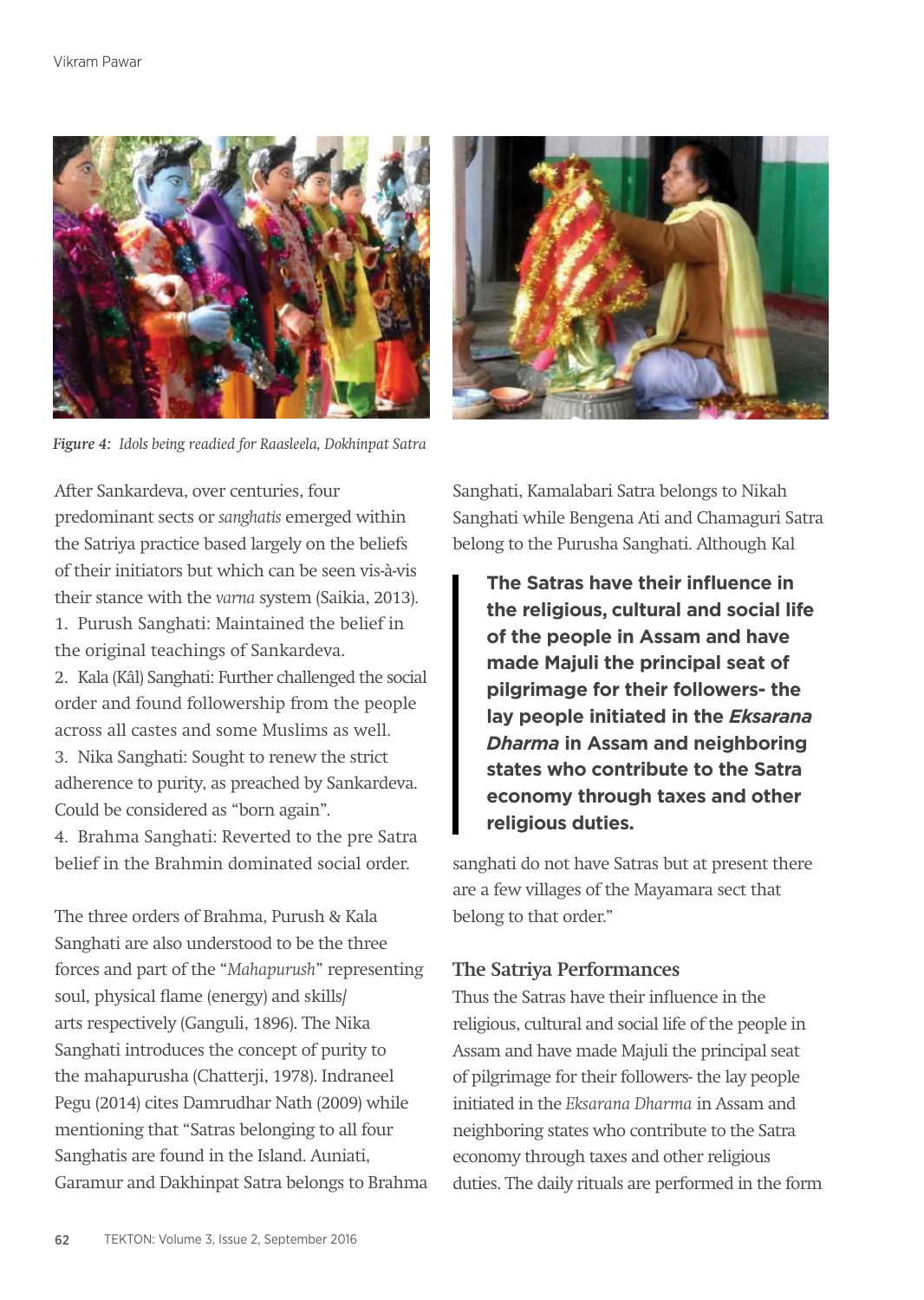*Figure 4: Idols being readied for Raasleela, Dokhinpat Satra*

After Sankardeva, over centuries, four predominant sects or *sanghatis* emerged within the Satriya practice based largely on the beliefs of their initiators but which can be seen vis-à-vis their stance with the *varna* system (Saikia, 2013).

1. Purush Sanghati: Maintained the belief in the original teachings of Sankardeva.
2. Kala (Kâl) Sanghati: Further challenged the social order and found followership from the people across all castes and some Muslims as well.
3. Nika Sanghati: Sought to renew the strict adherence to purity, as preached by Sankardeva. Could be considered as "born again".
4. Brahma Sanghati: Reverted to the pre Satra belief in the Brahmin dominated social order.

The three orders of Brahma, Purush & Kala Sanghati are also understood to be the three forces and part of the "*Mahapurush*" representing soul, physical flame (energy) and skills/arts respectively (Ganguli, 1896). The Nika Sanghati introduces the concept of purity to the mahapurusha (Chatterji, 1978). Indraneel Pegu (2014) cites Damrudhar Nath (2009) while mentioning that "Satras belonging to all four Sanghatis are found in the Island. Auniati, Garamur and Dakhinpat Satra belongs to Brahma Sanghati, Kamalabari Satra belongs to Nikah Sanghati while Bengena Ati and Chamaguri Satra belong to the Purusha Sanghati. Although Kal sanghati do not have Satras but at present there are a few villages of the Mayamara sect that belong to that order."

> **The Satras have their influence in the religious, cultural and social life of the people in Assam and have made Majuli the principal seat of pilgrimage for their followers- the lay people initiated in the *Eksarana Dharma* in Assam and neighboring states who contribute to the Satra economy through taxes and other religious duties.**

## The Satriya Performances

Thus the Satras have their influence in the religious, cultural and social life of the people in Assam and have made Majuli the principal seat of pilgrimage for their followers- the lay people initiated in the *Eksarana Dharma* in Assam and neighboring states who contribute to the Satra economy through taxes and other religious duties. The daily rituals are performed in the form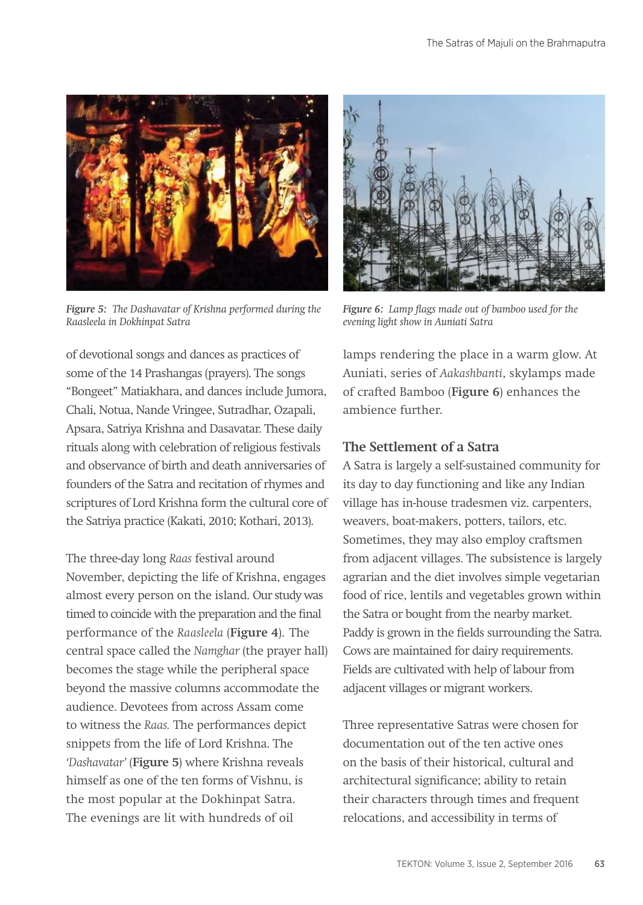*Figure 5: The Dashavatar of Krishna performed during the Raasleela in Dokhinpat Satra*

*Figure 6: Lamp flags made out of bamboo used for the evening light show in Auniati Satra*

of devotional songs and dances as practices of some of the 14 Prashangas (prayers). The songs "Bongeet" Matiakhara, and dances include Jumora, Chali, Notua, Nande Vringee, Sutradhar, Ozapali, Apsara, Satriya Krishna and Dasavatar. These daily rituals along with celebration of religious festivals and observance of birth and death anniversaries of founders of the Satra and recitation of rhymes and scriptures of Lord Krishna form the cultural core of the Satriya practice (Kakati, 2010; Kothari, 2013).

The three-day long *Raas* festival around November, depicting the life of Krishna, engages almost every person on the island. Our study was timed to coincide with the preparation and the final performance of the *Raasleela* (**Figure 4**). The central space called the *Namghar* (the prayer hall) becomes the stage while the peripheral space beyond the massive columns accommodate the audience. Devotees from across Assam come to witness the *Raas.* The performances depict snippets from the life of Lord Krishna. The *'Dashavatar'* (**Figure 5**) where Krishna reveals himself as one of the ten forms of Vishnu, is the most popular at the Dokhinpat Satra. The evenings are lit with hundreds of oil lamps rendering the place in a warm glow. At Auniati, series of *Aakashbanti*, skylamps made of crafted Bamboo (**Figure 6**) enhances the ambience further.

## The Settlement of a Satra

A Satra is largely a self-sustained community for its day to day functioning and like any Indian village has in-house tradesmen viz. carpenters, weavers, boat-makers, potters, tailors, etc. Sometimes, they may also employ craftsmen from adjacent villages. The subsistence is largely agrarian and the diet involves simple vegetarian food of rice, lentils and vegetables grown within the Satra or bought from the nearby market. Paddy is grown in the fields surrounding the Satra. Cows are maintained for dairy requirements. Fields are cultivated with help of labour from adjacent villages or migrant workers.

Three representative Satras were chosen for documentation out of the ten active ones on the basis of their historical, cultural and architectural significance; ability to retain their characters through times and frequent relocations, and accessibility in terms of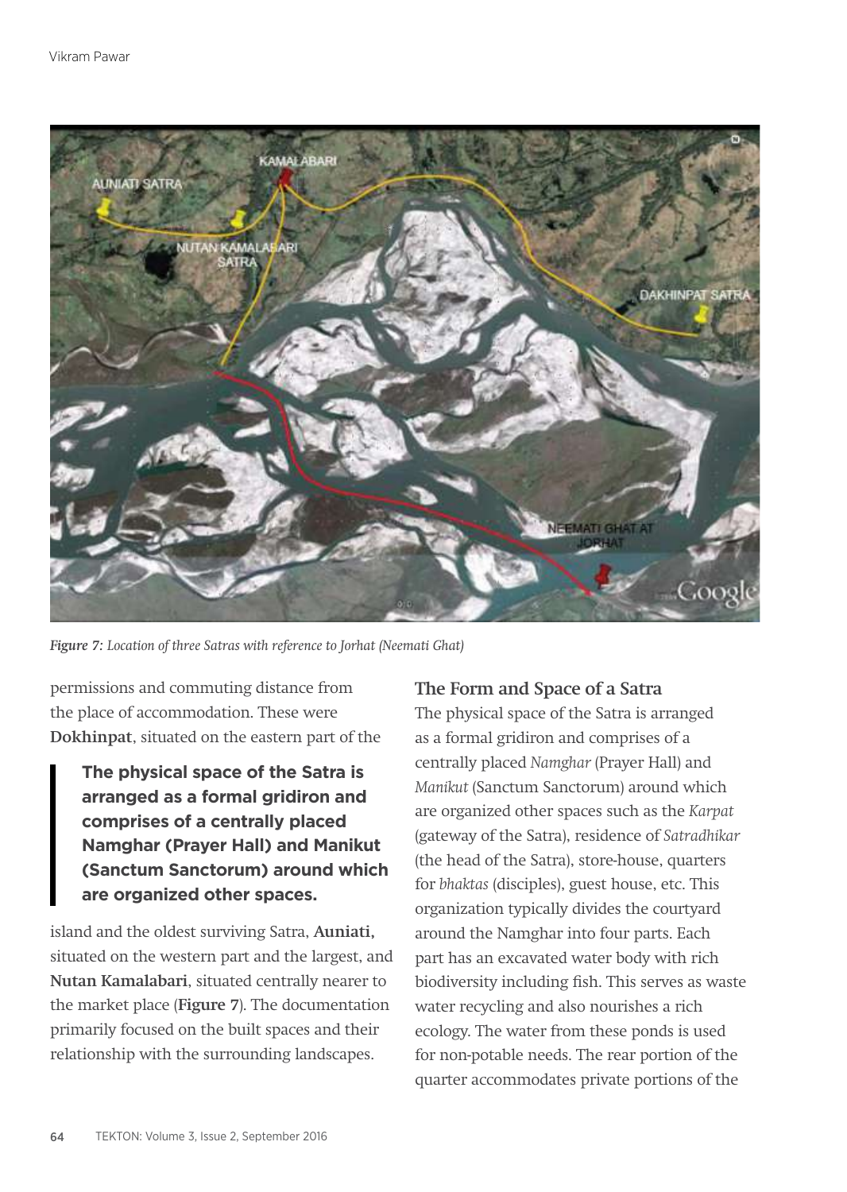*Figure 7: Location of three Satras with reference to Jorhat (Neemati Ghat)*

permissions and commuting distance from the place of accommodation. These were **Dokhinpat**, situated on the eastern part of the island and the oldest surviving Satra, **Auniati,** situated on the western part and the largest, and **Nutan Kamalabari**, situated centrally nearer to the market place (**Figure 7**). The documentation primarily focused on the built spaces and their relationship with the surrounding landscapes.

> **The physical space of the Satra is arranged as a formal gridiron and comprises of a centrally placed Namghar (Prayer Hall) and Manikut (Sanctum Sanctorum) around which are organized other spaces.**

## The Form and Space of a Satra

The physical space of the Satra is arranged as a formal gridiron and comprises of a centrally placed *Namghar* (Prayer Hall) and *Manikut* (Sanctum Sanctorum) around which are organized other spaces such as the *Karpat* (gateway of the Satra), residence of *Satradhikar* (the head of the Satra), store-house, quarters for *bhaktas* (disciples), guest house, etc. This organization typically divides the courtyard around the Namghar into four parts. Each part has an excavated water body with rich biodiversity including fish. This serves as waste water recycling and also nourishes a rich ecology. The water from these ponds is used for non-potable needs. The rear portion of the quarter accommodates private portions of the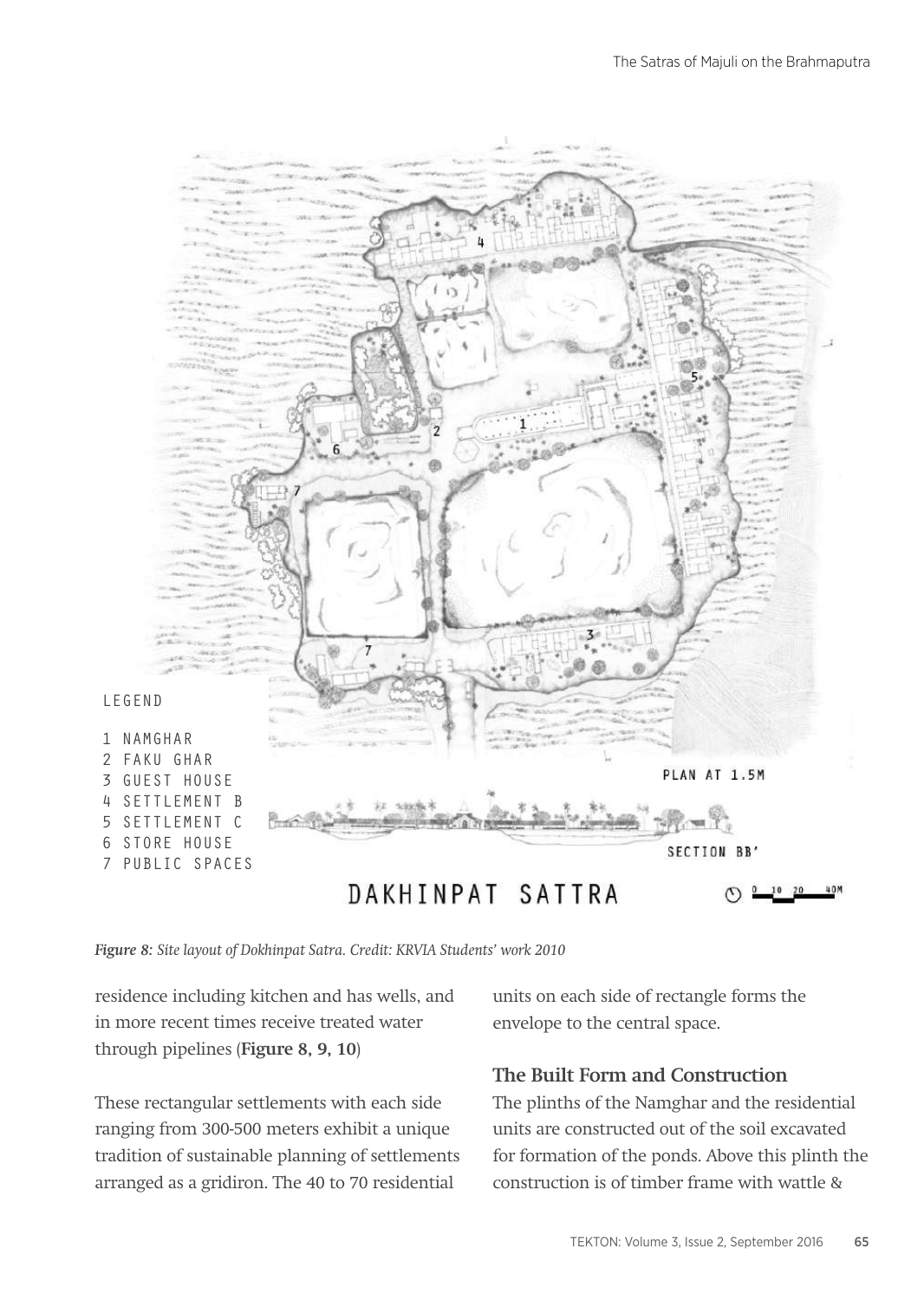*Figure 8: Site layout of Dokhinpat Satra. Credit: KRVIA Students' work 2010*

residence including kitchen and has wells, and in more recent times receive treated water through pipelines (**Figure 8, 9, 10**)

These rectangular settlements with each side ranging from 300-500 meters exhibit a unique tradition of sustainable planning of settlements arranged as a gridiron. The 40 to 70 residential units on each side of rectangle forms the envelope to the central space.

### The Built Form and Construction

The plinths of the Namghar and the residential units are constructed out of the soil excavated for formation of the ponds. Above this plinth the construction is of timber frame with wattle &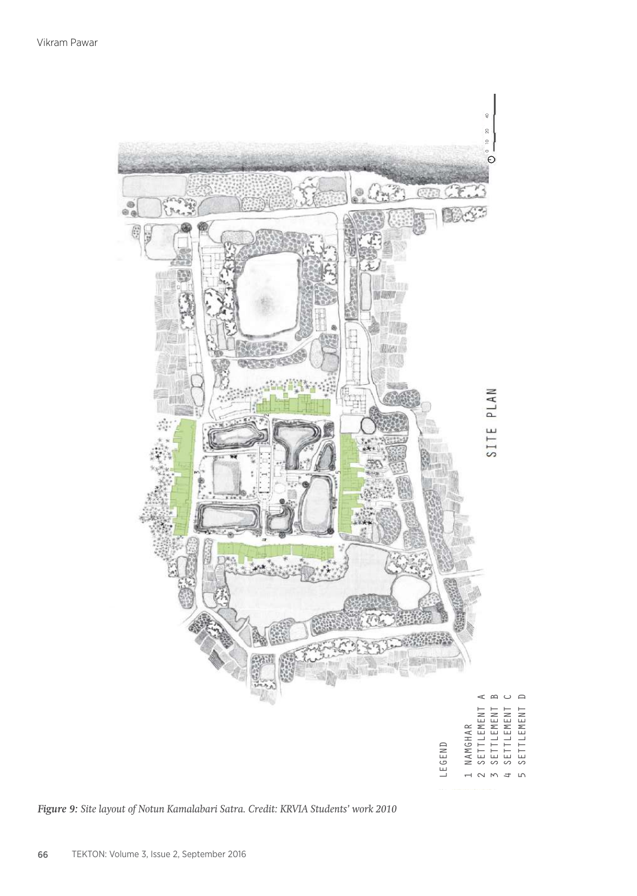*Figure 9: Site layout of Notun Kamalabari Satra. Credit: KRVIA Students' work 2010*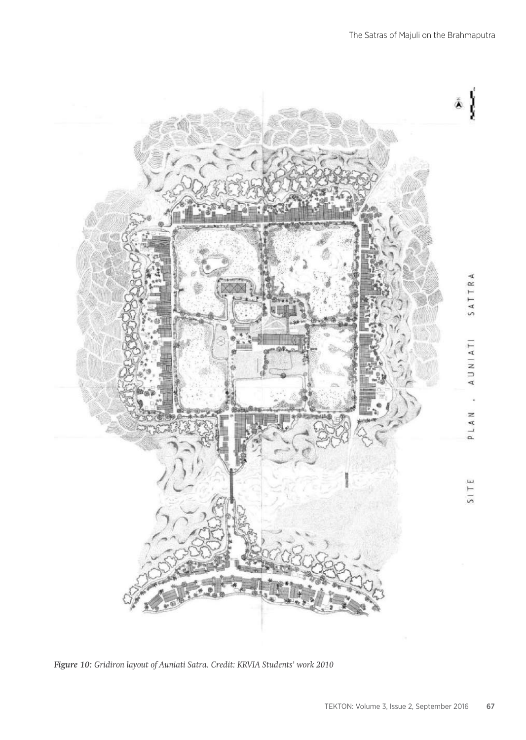*Figure 10: Gridiron layout of Auniati Satra. Credit: KRVIA Students' work 2010*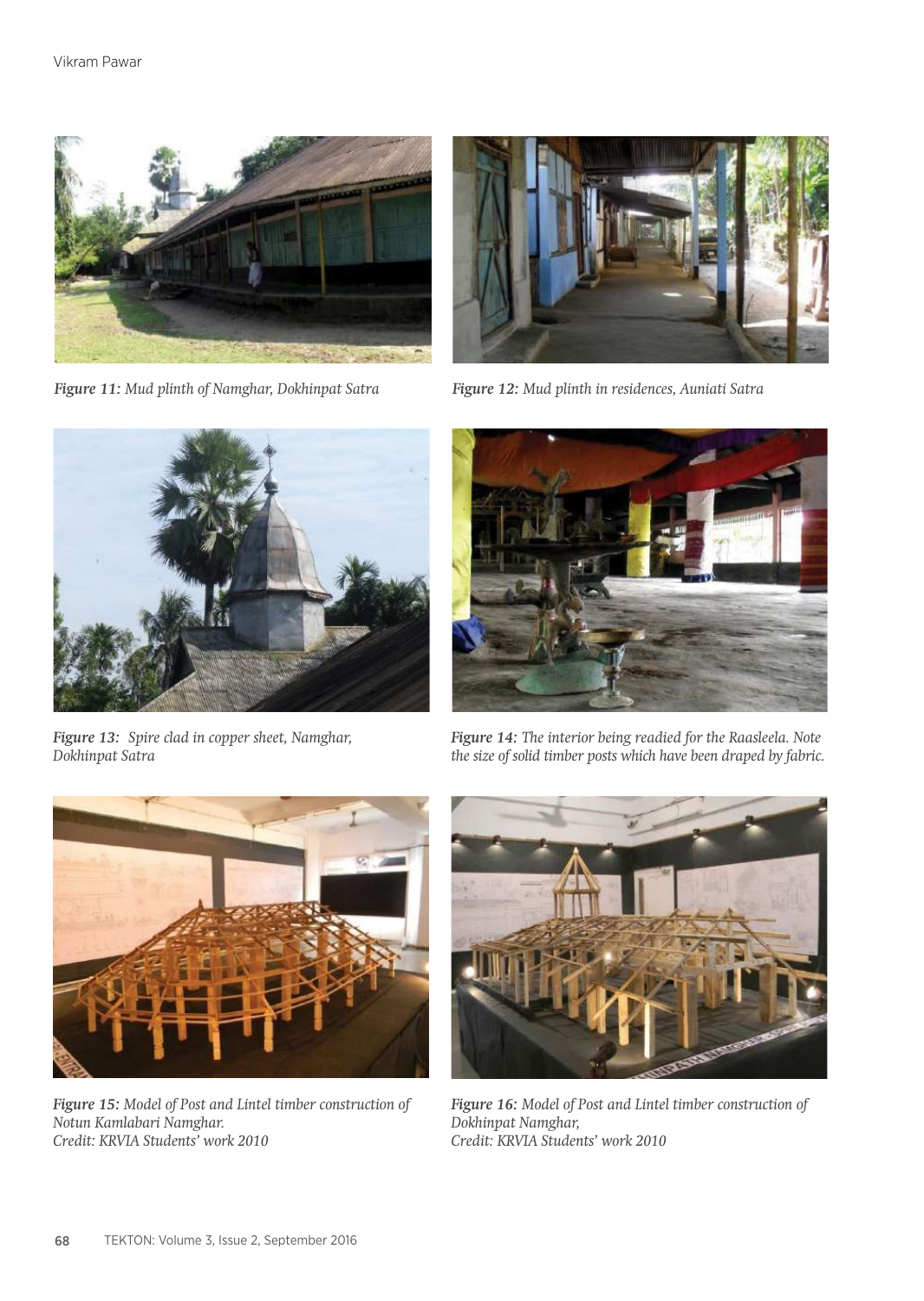*Figure 11:* Mud plinth of Namghar, Dokhinpat Satra

*Figure 12:* Mud plinth in residences, Auniati Satra

*Figure 13:* Spire clad in copper sheet, Namghar, Dokhinpat Satra

*Figure 14:* The interior being readied for the Raasleela. Note the size of solid timber posts which have been draped by fabric.

*Figure 15:* Model of Post and Lintel timber construction of Notun Kamlabari Namghar.
Credit: KRVIA Students' work 2010

*Figure 16:* Model of Post and Lintel timber construction of Dokhinpat Namghar,
Credit: KRVIA Students' work 2010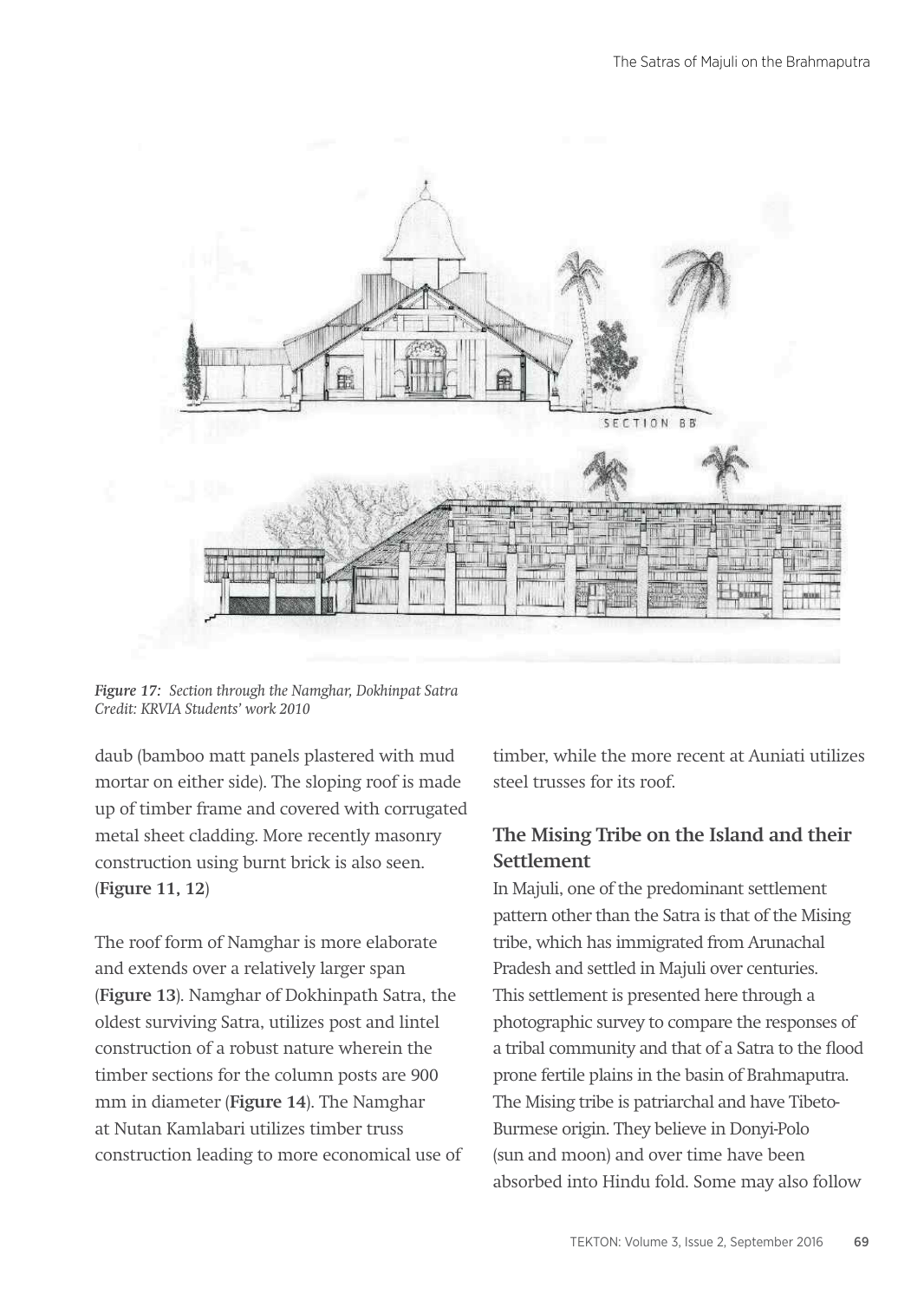*Figure 17: Section through the Namghar, Dokhinpat Satra*
*Credit: KRVIA Students' work 2010*

daub (bamboo matt panels plastered with mud mortar on either side). The sloping roof is made up of timber frame and covered with corrugated metal sheet cladding. More recently masonry construction using burnt brick is also seen. (**Figure 11, 12**)

The roof form of Namghar is more elaborate and extends over a relatively larger span (**Figure 13**). Namghar of Dokhinpath Satra, the oldest surviving Satra, utilizes post and lintel construction of a robust nature wherein the timber sections for the column posts are 900 mm in diameter (**Figure 14**). The Namghar at Nutan Kamlabari utilizes timber truss construction leading to more economical use of timber, while the more recent at Auniati utilizes steel trusses for its roof.

## The Mising Tribe on the Island and their Settlement

In Majuli, one of the predominant settlement pattern other than the Satra is that of the Mising tribe, which has immigrated from Arunachal Pradesh and settled in Majuli over centuries. This settlement is presented here through a photographic survey to compare the responses of a tribal community and that of a Satra to the flood prone fertile plains in the basin of Brahmaputra. The Mising tribe is patriarchal and have Tibeto-Burmese origin. They believe in Donyi-Polo (sun and moon) and over time have been absorbed into Hindu fold. Some may also follow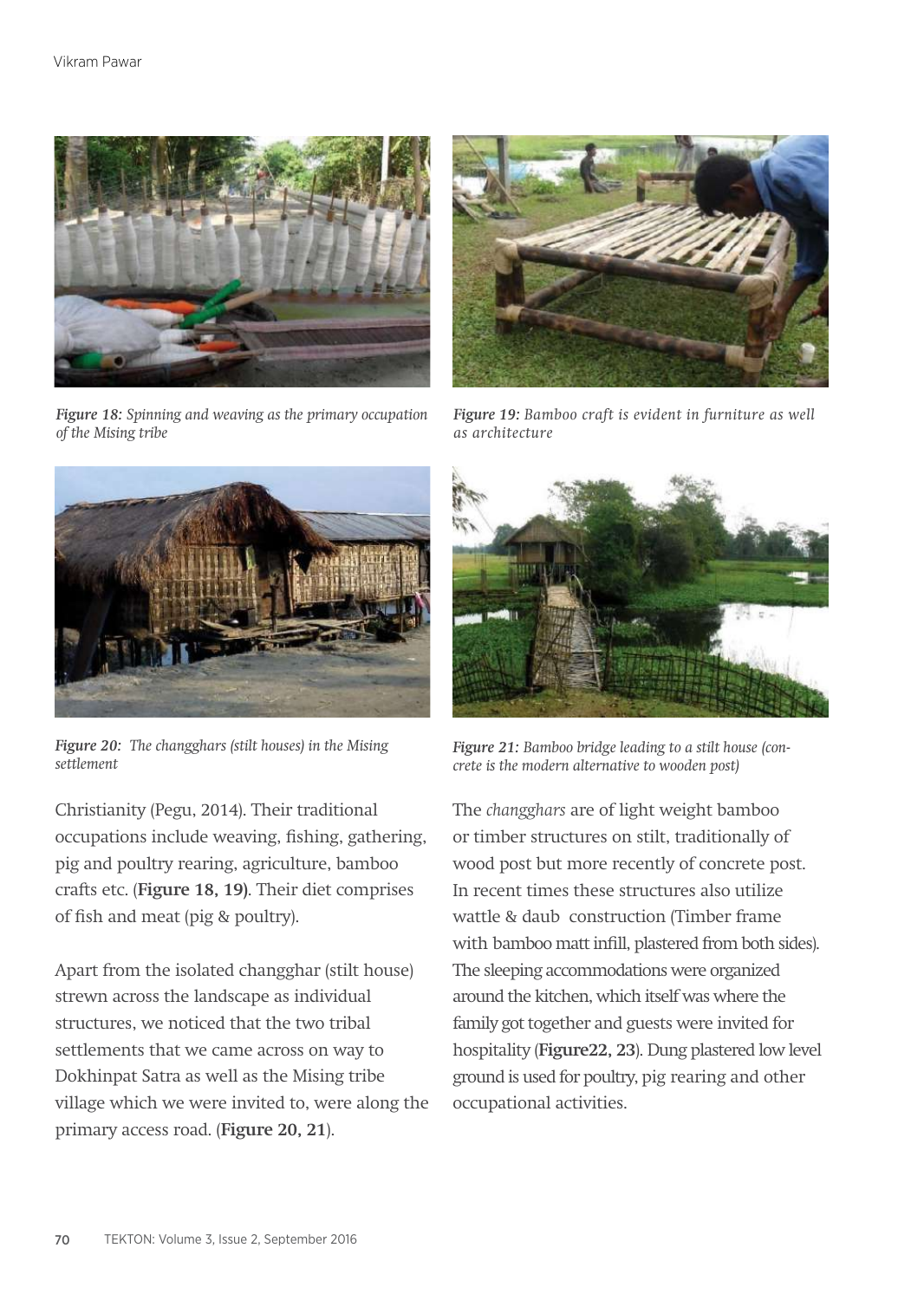*Figure 18: Spinning and weaving as the primary occupation of the Mising tribe*

*Figure 19: Bamboo craft is evident in furniture as well as architecture*

*Figure 20: The changghars (stilt houses) in the Mising settlement*

*Figure 21: Bamboo bridge leading to a stilt house (concrete is the modern alternative to wooden post)*

Christianity (Pegu, 2014). Their traditional occupations include weaving, fishing, gathering, pig and poultry rearing, agriculture, bamboo crafts etc. (**Figure 18, 19)**. Their diet comprises of fish and meat (pig & poultry).

Apart from the isolated changghar (stilt house) strewn across the landscape as individual structures, we noticed that the two tribal settlements that we came across on way to Dokhinpat Satra as well as the Mising tribe village which we were invited to, were along the primary access road. (**Figure 20, 21**).

The *changghars* are of light weight bamboo or timber structures on stilt, traditionally of wood post but more recently of concrete post. In recent times these structures also utilize wattle & daub construction (Timber frame with bamboo matt infill, plastered from both sides). The sleeping accommodations were organized around the kitchen, which itself was where the family got together and guests were invited for hospitality (**Figure22, 23**). Dung plastered low level ground is used for poultry, pig rearing and other occupational activities.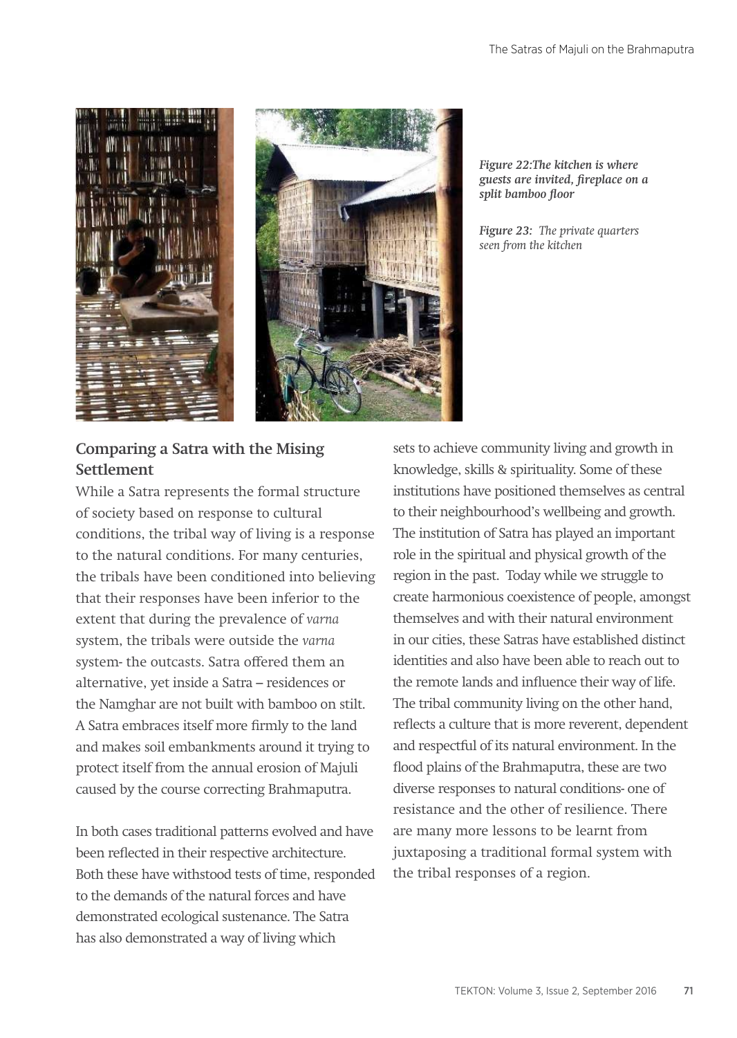*Figure 22:The kitchen is where guests are invited, fireplace on a split bamboo floor*

*Figure 23: The private quarters seen from the kitchen*

## Comparing a Satra with the Mising Settlement

While a Satra represents the formal structure of society based on response to cultural conditions, the tribal way of living is a response to the natural conditions. For many centuries, the tribals have been conditioned into believing that their responses have been inferior to the extent that during the prevalence of *varna* system, the tribals were outside the *varna* system- the outcasts. Satra offered them an alternative, yet inside a Satra – residences or the Namghar are not built with bamboo on stilt. A Satra embraces itself more firmly to the land and makes soil embankments around it trying to protect itself from the annual erosion of Majuli caused by the course correcting Brahmaputra.

In both cases traditional patterns evolved and have been reflected in their respective architecture. Both these have withstood tests of time, responded to the demands of the natural forces and have demonstrated ecological sustenance. The Satra has also demonstrated a way of living which sets to achieve community living and growth in knowledge, skills & spirituality. Some of these institutions have positioned themselves as central to their neighbourhood's wellbeing and growth. The institution of Satra has played an important role in the spiritual and physical growth of the region in the past. Today while we struggle to create harmonious coexistence of people, amongst themselves and with their natural environment in our cities, these Satras have established distinct identities and also have been able to reach out to the remote lands and influence their way of life. The tribal community living on the other hand, reflects a culture that is more reverent, dependent and respectful of its natural environment. In the flood plains of the Brahmaputra, these are two diverse responses to natural conditions- one of resistance and the other of resilience. There are many more lessons to be learnt from juxtaposing a traditional formal system with the tribal responses of a region.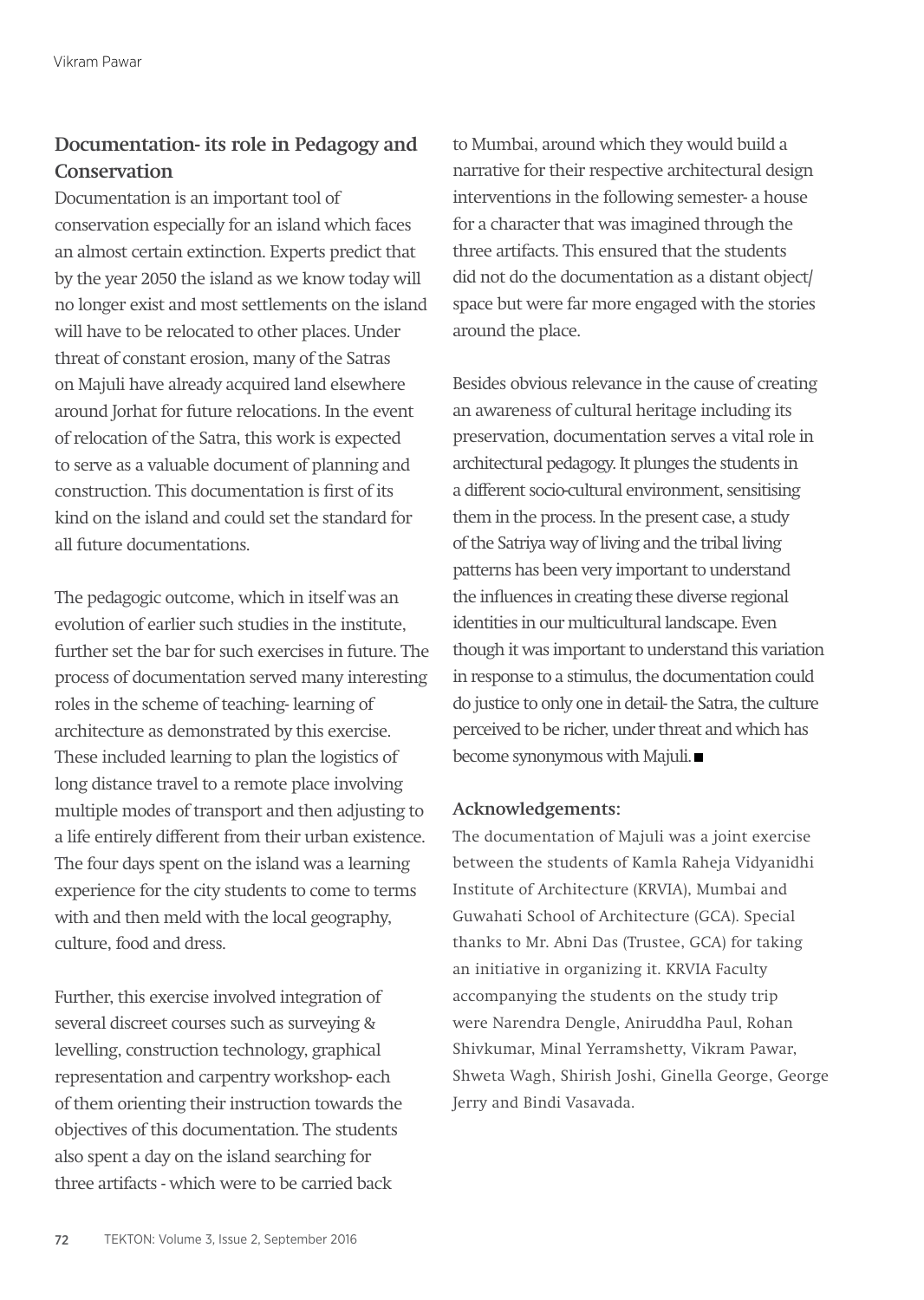## Documentation- its role in Pedagogy and Conservation

Documentation is an important tool of conservation especially for an island which faces an almost certain extinction. Experts predict that by the year 2050 the island as we know today will no longer exist and most settlements on the island will have to be relocated to other places. Under threat of constant erosion, many of the Satras on Majuli have already acquired land elsewhere around Jorhat for future relocations. In the event of relocation of the Satra, this work is expected to serve as a valuable document of planning and construction. This documentation is first of its kind on the island and could set the standard for all future documentations.

The pedagogic outcome, which in itself was an evolution of earlier such studies in the institute, further set the bar for such exercises in future. The process of documentation served many interesting roles in the scheme of teaching- learning of architecture as demonstrated by this exercise. These included learning to plan the logistics of long distance travel to a remote place involving multiple modes of transport and then adjusting to a life entirely different from their urban existence. The four days spent on the island was a learning experience for the city students to come to terms with and then meld with the local geography, culture, food and dress.

Further, this exercise involved integration of several discreet courses such as surveying & levelling, construction technology, graphical representation and carpentry workshop- each of them orienting their instruction towards the objectives of this documentation. The students also spent a day on the island searching for three artifacts - which were to be carried back to Mumbai, around which they would build a narrative for their respective architectural design interventions in the following semester- a house for a character that was imagined through the three artifacts. This ensured that the students did not do the documentation as a distant object/ space but were far more engaged with the stories around the place.

Besides obvious relevance in the cause of creating an awareness of cultural heritage including its preservation, documentation serves a vital role in architectural pedagogy. It plunges the students in a different socio-cultural environment, sensitising them in the process. In the present case, a study of the Satriya way of living and the tribal living patterns has been very important to understand the influences in creating these diverse regional identities in our multicultural landscape. Even though it was important to understand this variation in response to a stimulus, the documentation could do justice to only one in detail- the Satra, the culture perceived to be richer, under threat and which has become synonymous with Majuli. ■

### Acknowledgements:

The documentation of Majuli was a joint exercise between the students of Kamla Raheja Vidyanidhi Institute of Architecture (KRVIA), Mumbai and Guwahati School of Architecture (GCA). Special thanks to Mr. Abni Das (Trustee, GCA) for taking an initiative in organizing it. KRVIA Faculty accompanying the students on the study trip were Narendra Dengle, Aniruddha Paul, Rohan Shivkumar, Minal Yerramshetty, Vikram Pawar, Shweta Wagh, Shirish Joshi, Ginella George, George Jerry and Bindi Vasavada.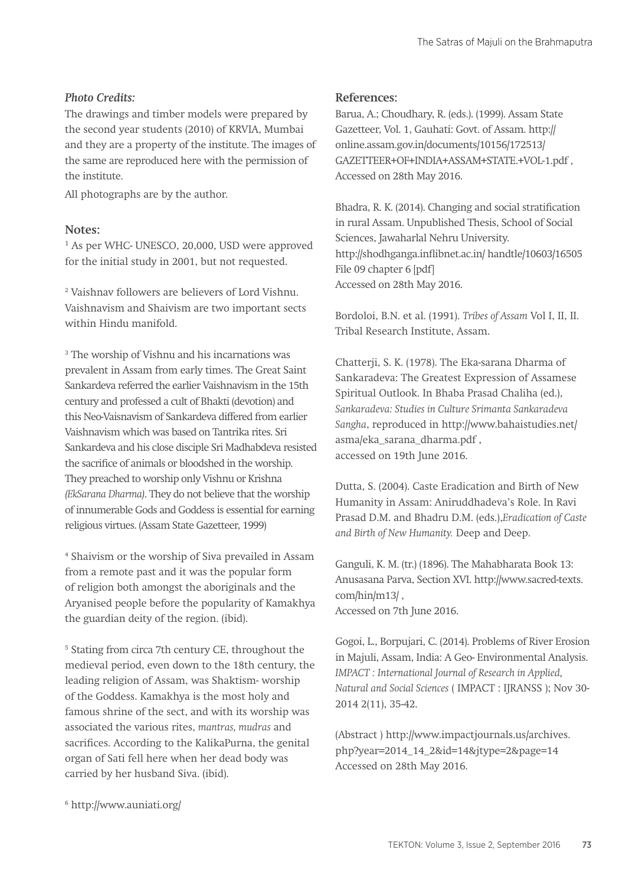*Photo Credits:*

The drawings and timber models were prepared by the second year students (2010) of KRVIA, Mumbai and they are a property of the institute. The images of the same are reproduced here with the permission of the institute.

All photographs are by the author.

## Notes:

[1] As per WHC- UNESCO, 20,000, USD were approved for the initial study in 2001, but not requested.

[2] Vaishnav followers are believers of Lord Vishnu. Vaishnavism and Shaivism are two important sects within Hindu manifold.

[3] The worship of Vishnu and his incarnations was prevalent in Assam from early times. The Great Saint Sankardeva referred the earlier Vaishnavism in the 15th century and professed a cult of Bhakti (devotion) and this Neo-Vaisnavism of Sankardeva differed from earlier Vaishnavism which was based on Tantrika rites. Sri Sankardeva and his close disciple Sri Madhabdeva resisted the sacrifice of animals or bloodshed in the worship. They preached to worship only Vishnu or Krishna *(EkSarana Dharma)*. They do not believe that the worship of innumerable Gods and Goddess is essential for earning religious virtues. (Assam State Gazetteer, 1999)

[4] Shaivism or the worship of Siva prevailed in Assam from a remote past and it was the popular form of religion both amongst the aboriginals and the Aryanised people before the popularity of Kamakhya the guardian deity of the region. (ibid).

[5] Stating from circa 7th century CE, throughout the medieval period, even down to the 18th century, the leading religion of Assam, was Shaktism- worship of the Goddess. Kamakhya is the most holy and famous shrine of the sect, and with its worship was associated the various rites, *mantras, mudras* and sacrifices. According to the KalikaPurna, the genital organ of Sati fell here when her dead body was carried by her husband Siva. (ibid).

[6] http://www.auniati.org/

## References:

Barua, A.; Choudhary, R. (eds.). (1999). Assam State Gazetteer, Vol. 1, Gauhati: Govt. of Assam. http://online.assam.gov.in/documents/10156/172513/GAZETTEER+OF+INDIA+ASSAM+STATE.+VOL-1.pdf , Accessed on 28th May 2016.

Bhadra, R. K. (2014). Changing and social stratification in rural Assam. Unpublished Thesis, School of Social Sciences, Jawaharlal Nehru University. http://shodhganga.inflibnet.ac.in/ handtle/10603/16505 File 09 chapter 6 [pdf] Accessed on 28th May 2016.

Bordoloi, B.N. et al. (1991). *Tribes of Assam* Vol I, II, II. Tribal Research Institute, Assam.

Chatterji, S. K. (1978). The Eka-sarana Dharma of Sankaradeva: The Greatest Expression of Assamese Spiritual Outlook. In Bhaba Prasad Chaliha (ed.), *Sankaradeva: Studies in Culture Srimanta Sankaradeva Sangha*, reproduced in http://www.bahaistudies.net/asma/eka_sarana_dharma.pdf , accessed on 19th June 2016.

Dutta, S. (2004). Caste Eradication and Birth of New Humanity in Assam: Aniruddhadeva's Role. In Ravi Prasad D.M. and Bhadru D.M. (eds.),*Eradication of Caste and Birth of New Humanity.* Deep and Deep.

Ganguli, K. M. (tr.) (1896). The Mahabharata Book 13: Anusasana Parva, Section XVI. http://www.sacred-texts.com/hin/m13/ , Accessed on 7th June 2016.

Gogoi, L., Borpujari, C. (2014). Problems of River Erosion in Majuli, Assam, India: A Geo- Environmental Analysis. *IMPACT : International Journal of Research in Applied, Natural and Social Sciences* ( IMPACT : IJRANSS ); Nov 30-2014 2(11), 35-42.

(Abstract ) http://www.impactjournals.us/archives.php?year=2014_14_2&id=14&jtype=2&page=14 Accessed on 28th May 2016.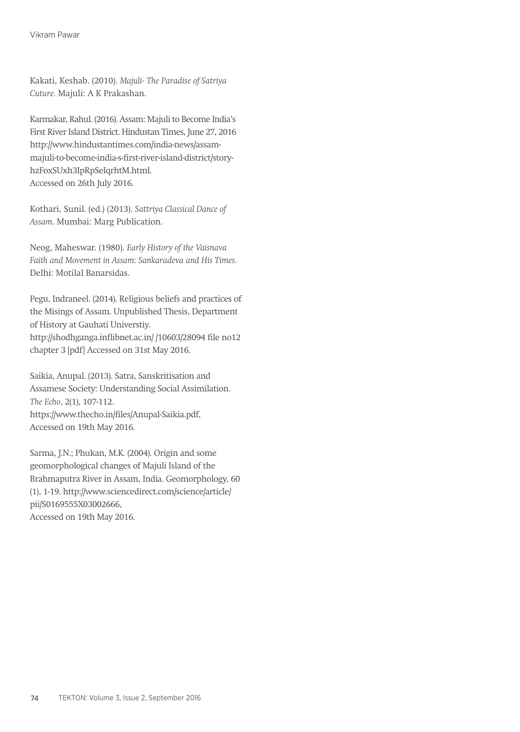Kakati, Keshab. (2010). *Majuli- The Paradise of Satriya Cuture.* Majuli: A K Prakashan.

Karmakar, Rahul. (2016). Assam: Majuli to Become India's First River Island District. Hindustan Times, June 27, 2016 http://www.hindustantimes.com/india-news/assam-majuli-to-become-india-s-first-river-island-district/story-hzFoxSUxh3IpRpSeIqrhtM.html. Accessed on 26th July 2016.

Kothari, Sunil. (ed.) (2013). *Sattriya Classical Dance of Assam*. Mumbai: Marg Publication.

Neog, Maheswar. (1980). *Early History of the Vaisnava Faith and Movement in Assam: Sankaradeva and His Times.* Delhi: Motilal Banarsidas.

Pegu, Indraneel. (2014). Religious beliefs and practices of the Misings of Assam. Unpublished Thesis, Department of History at Gauhati Universtiy. http://shodhganga.inflibnet.ac.in/ /10603/28094 file no12 chapter 3 [pdf] Accessed on 31st May 2016.

Saikia, Anupal. (2013). Satra, Sanskritisation and Assamese Society: Understanding Social Assimilation. *The Echo*, 2(1), 107-112. https://www.thecho.in/files/Anupal-Saikia.pdf, Accessed on 19th May 2016.

Sarma, J.N.; Phukan, M.K. (2004). Origin and some geomorphological changes of Majuli Island of the Brahmaputra River in Assam, India. Geomorphology, 60 (1), 1-19. http://www.sciencedirect.com/science/article/pii/S0169555X03002666, Accessed on 19th May 2016.